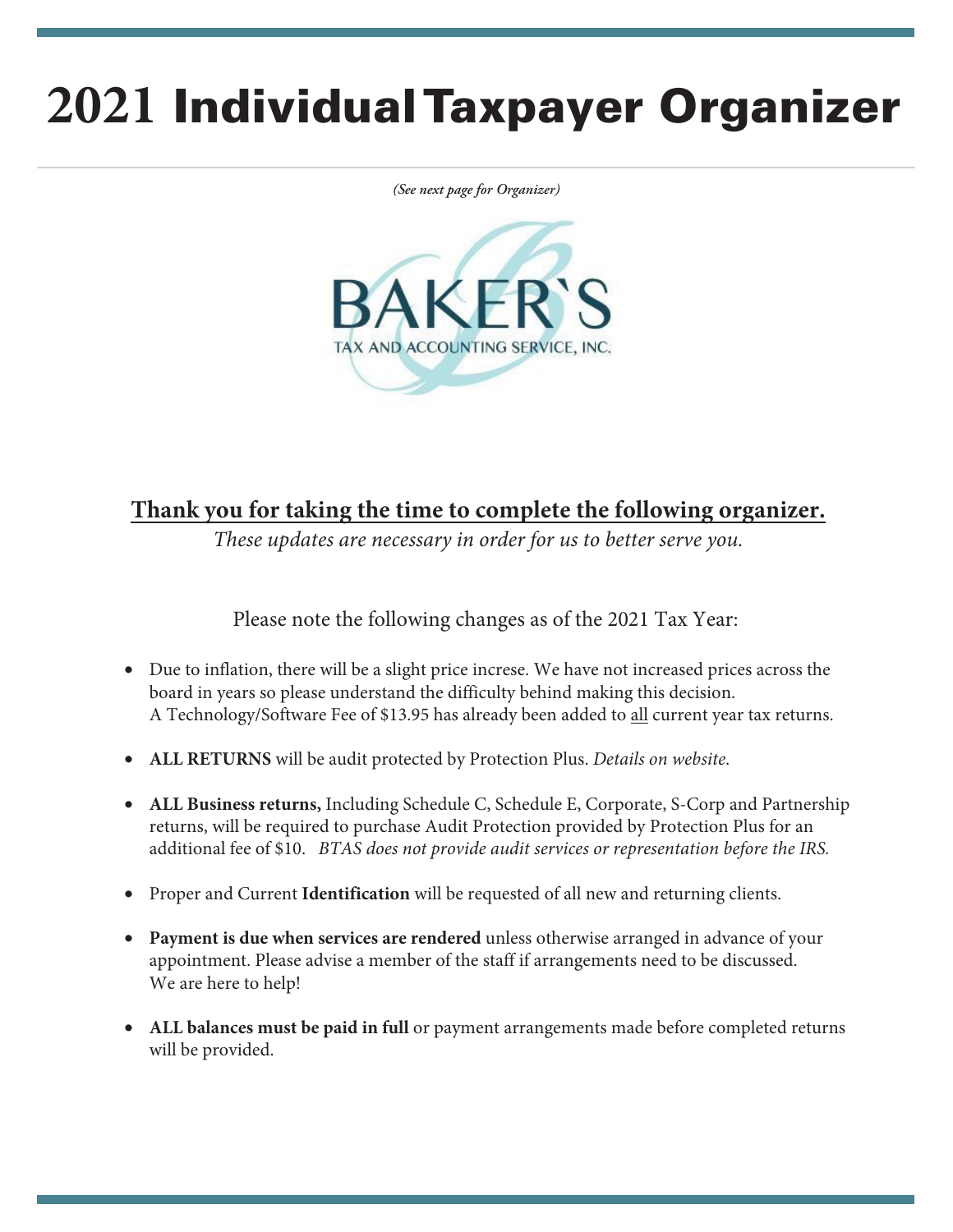# 2021 Individual Taxpayer Organizer

*(See next page for Organizer)*

BAKER`S
TAX AND ACCOUNTING SERVICE, INC.

**Thank you for taking the time to complete the following organizer.**

*These updates are necessary in order for us to better serve you.*

Please note the following changes as of the 2021 Tax Year:

- Due to inflation, there will be a slight price increse. We have not increased prices across the board in years so please understand the difficulty behind making this decision.
  A Technology/Software Fee of $13.95 has already been added to all current year tax returns.
- **ALL RETURNS** will be audit protected by Protection Plus. *Details on website*.
- **ALL Business returns,** Including Schedule C, Schedule E, Corporate, S-Corp and Partnership returns, will be required to purchase Audit Protection provided by Protection Plus for an additional fee of $10. *BTAS does not provide audit services or representation before the IRS.*
- Proper and Current **Identification** will be requested of all new and returning clients.
- **Payment is due when services are rendered** unless otherwise arranged in advance of your appointment. Please advise a member of the staff if arrangements need to be discussed.
  We are here to help!
- **ALL balances must be paid in full** or payment arrangements made before completed returns will be provided.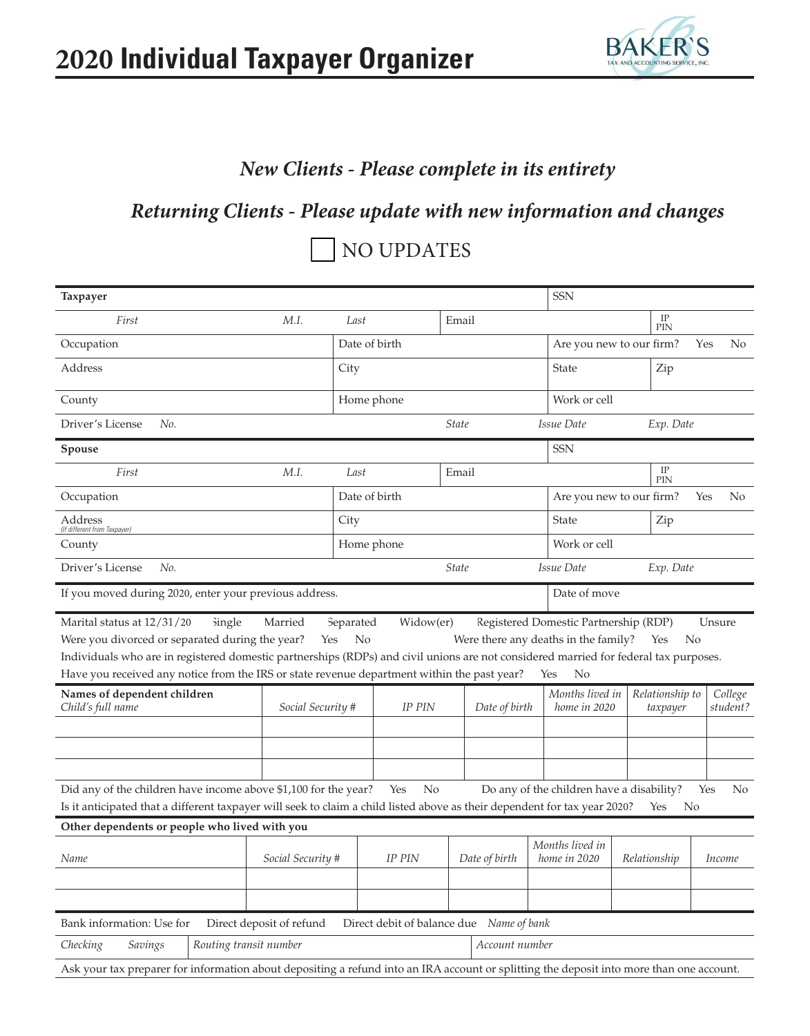# 2020 Individual Taxpayer Organizer

BAKER'S TAX AND ACCOUNTING SERVICE, INC.

## *New Clients - Please complete in its entirety*

## *Returning Clients - Please update with new information and changes*

☐ NO UPDATES

| **Taxpayer** | | | | SSN | |
|---|---|---|---|---|---|
| *First* | *M.I.* | *Last* | Email | | IP PIN |
| Occupation | | Date of birth | | Are you new to our firm? Yes No | |
| Address | | City | | State | Zip |
| County | | Home phone | | Work or cell | |
| Driver's License *No.* | | | *State* | *Issue Date* | *Exp. Date* |

| **Spouse** | | | | SSN | |
|---|---|---|---|---|---|
| *First* | *M.I.* | *Last* | Email | | IP PIN |
| Occupation | | Date of birth | | Are you new to our firm? Yes No | |
| Address (If different from Taxpayer) | | City | | State | Zip |
| County | | Home phone | | Work or cell | |
| Driver's License *No.* | | | *State* | *Issue Date* | *Exp. Date* |

If you moved during 2020, enter your previous address. | Date of move

Marital status at 12/31/20 Single Married Separated Widow(er) Registered Domestic Partnership (RDP) Unsure

Were you divorced or separated during the year? Yes No Were there any deaths in the family? Yes No

Individuals who are in registered domestic partnerships (RDPs) and civil unions are not considered married for federal tax purposes.

Have you received any notice from the IRS or state revenue department within the past year? Yes No

| **Names of dependent children** *Child's full name* | *Social Security #* | *IP PIN* | *Date of birth* | *Months lived in home in 2020* | *Relationship to taxpayer* | *College student?* |
|---|---|---|---|---|---|---|
| | | | | | | |
| | | | | | | |
| | | | | | | |

Did any of the children have income above $1,100 for the year? Yes No Do any of the children have a disability? Yes No

Is it anticipated that a different taxpayer will seek to claim a child listed above as their dependent for tax year 2020? Yes No

**Other dependents or people who lived with you**

| *Name* | *Social Security #* | *IP PIN* | *Date of birth* | *Months lived in home in 2020* | *Relationship* | *Income* |
|---|---|---|---|---|---|---|
| | | | | | | |
| | | | | | | |

Bank information: Use for Direct deposit of refund Direct debit of balance due *Name of bank*

*Checking* *Savings* | *Routing transit number* | *Account number*

Ask your tax preparer for information about depositing a refund into an IRA account or splitting the deposit into more than one account.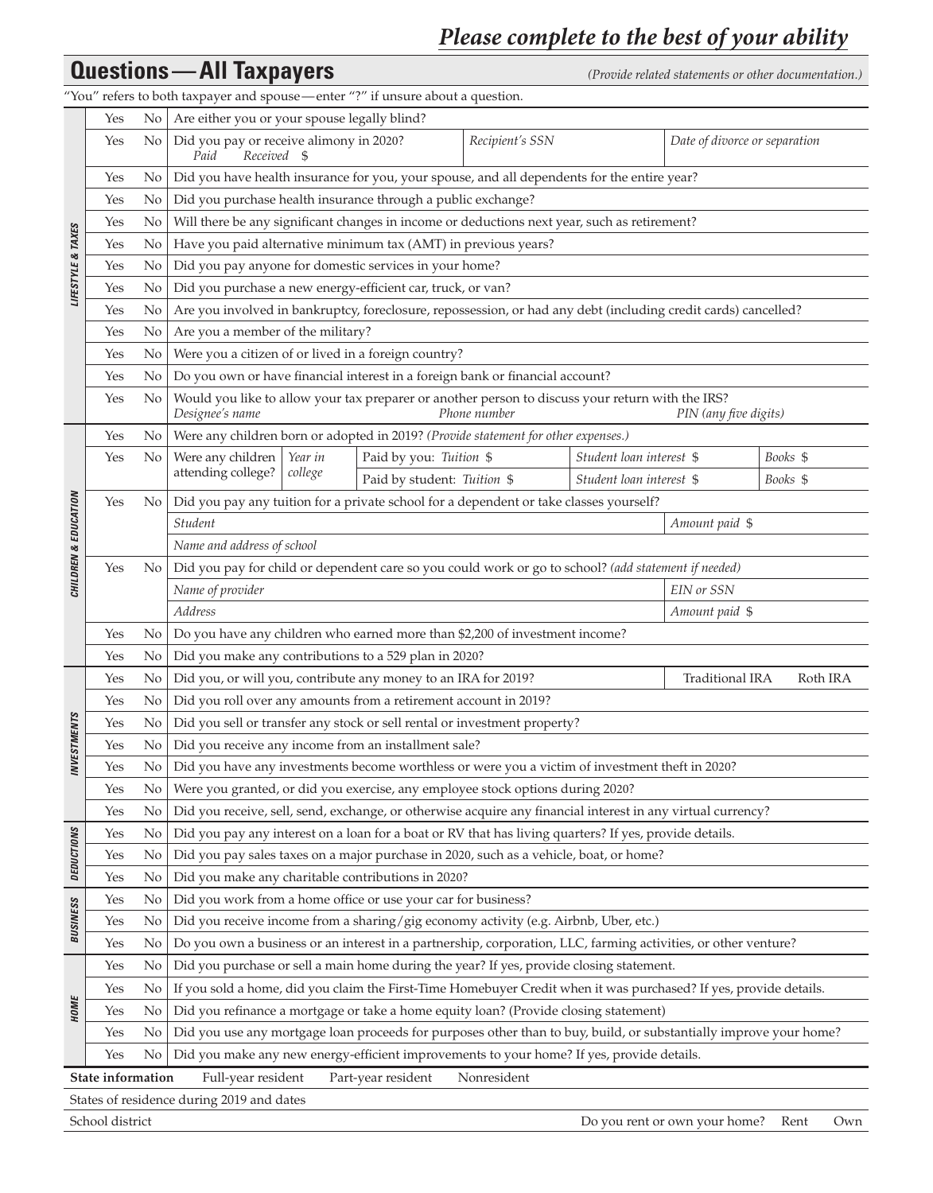*Please complete to the best of your ability*

## Questions — All Taxpayers

*(Provide related statements or other documentation.)*

"You" refers to both taxpayer and spouse—enter "?" if unsure about a question.

| Section | Yes | No | Question | | | |
|---|---|---|---|---|---|---|
| LIFESTYLE & TAXES | Yes | No | Are either you or your spouse legally blind? | | | |
| | Yes | No | Did you pay or receive alimony in 2020? *Paid* *Received* $ | *Recipient's SSN* | *Date of divorce or separation* | |
| | Yes | No | Did you have health insurance for you, your spouse, and all dependents for the entire year? | | | |
| | Yes | No | Did you purchase health insurance through a public exchange? | | | |
| | Yes | No | Will there be any significant changes in income or deductions next year, such as retirement? | | | |
| | Yes | No | Have you paid alternative minimum tax (AMT) in previous years? | | | |
| | Yes | No | Did you pay anyone for domestic services in your home? | | | |
| | Yes | No | Did you purchase a new energy-efficient car, truck, or van? | | | |
| | Yes | No | Are you involved in bankruptcy, foreclosure, repossession, or had any debt (including credit cards) cancelled? | | | |
| | Yes | No | Are you a member of the military? | | | |
| | Yes | No | Were you a citizen of or lived in a foreign country? | | | |
| | Yes | No | Do you own or have financial interest in a foreign bank or financial account? | | | |
| | Yes | No | Would you like to allow your tax preparer or another person to discuss your return with the IRS? *Designee's name* | *Phone number* | *PIN (any five digits)* | |
| CHILDREN & EDUCATION | Yes | No | Were any children born or adopted in 2019? *(Provide statement for other expenses.)* | | | |
| | Yes | No | Were any children attending college? *Year in college* | Paid by you: *Tuition* $ | *Student loan interest* $ | *Books* $ |
| | | | | Paid by student: *Tuition* $ | *Student loan interest* $ | *Books* $ |
| | Yes | No | Did you pay any tuition for a private school for a dependent or take classes yourself? | | | |
| | | | *Student* | | *Amount paid* $ | |
| | | | *Name and address of school* | | | |
| | Yes | No | Did you pay for child or dependent care so you could work or go to school? *(add statement if needed)* | | | |
| | | | *Name of provider* | | *EIN or SSN* | |
| | | | *Address* | | *Amount paid* $ | |
| | Yes | No | Do you have any children who earned more than $2,200 of investment income? | | | |
| | Yes | No | Did you make any contributions to a 529 plan in 2020? | | | |
| INVESTMENTS | Yes | No | Did you, or will you, contribute any money to an IRA for 2019? | | Traditional IRA | Roth IRA |
| | Yes | No | Did you roll over any amounts from a retirement account in 2019? | | | |
| | Yes | No | Did you sell or transfer any stock or sell rental or investment property? | | | |
| | Yes | No | Did you receive any income from an installment sale? | | | |
| | Yes | No | Did you have any investments become worthless or were you a victim of investment theft in 2020? | | | |
| | Yes | No | Were you granted, or did you exercise, any employee stock options during 2020? | | | |
| | Yes | No | Did you receive, sell, send, exchange, or otherwise acquire any financial interest in any virtual currency? | | | |
| DEDUCTIONS | Yes | No | Did you pay any interest on a loan for a boat or RV that has living quarters? If yes, provide details. | | | |
| | Yes | No | Did you pay sales taxes on a major purchase in 2020, such as a vehicle, boat, or home? | | | |
| | Yes | No | Did you make any charitable contributions in 2020? | | | |
| BUSINESS | Yes | No | Did you work from a home office or use your car for business? | | | |
| | Yes | No | Did you receive income from a sharing/gig economy activity (e.g. Airbnb, Uber, etc.) | | | |
| | Yes | No | Do you own a business or an interest in a partnership, corporation, LLC, farming activities, or other venture? | | | |
| HOME | Yes | No | Did you purchase or sell a main home during the year? If yes, provide closing statement. | | | |
| | Yes | No | If you sold a home, did you claim the First-Time Homebuyer Credit when it was purchased? If yes, provide details. | | | |
| | Yes | No | Did you refinance a mortgage or take a home equity loan? (Provide closing statement) | | | |
| | Yes | No | Did you use any mortgage loan proceeds for purposes other than to buy, build, or substantially improve your home? | | | |
| | Yes | No | Did you make any new energy-efficient improvements to your home? If yes, provide details. | | | |

**State information** Full-year resident Part-year resident Nonresident

States of residence during 2019 and dates

School district | Do you rent or own your home? Rent Own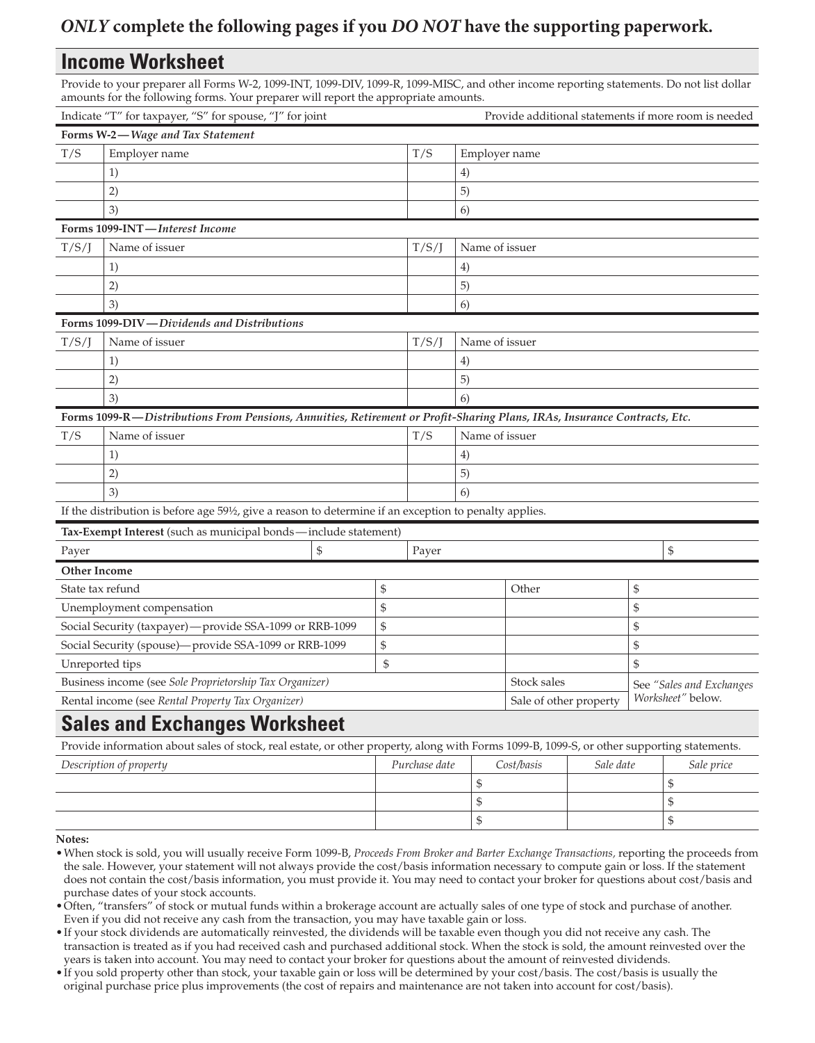**_ONLY_ complete the following pages if you _DO NOT_ have the supporting paperwork.**

## Income Worksheet

Provide to your preparer all Forms W-2, 1099-INT, 1099-DIV, 1099-R, 1099-MISC, and other income reporting statements. Do not list dollar amounts for the following forms. Your preparer will report the appropriate amounts.

Indicate "T" for taxpayer, "S" for spouse, "J" for joint — Provide additional statements if more room is needed

**Forms W-2—** *Wage and Tax Statement*

| T/S | Employer name | T/S | Employer name |
|---|---|---|---|
| | 1) | | 4) |
| | 2) | | 5) |
| | 3) | | 6) |

**Forms 1099-INT—** *Interest Income*

| T/S/J | Name of issuer | T/S/J | Name of issuer |
|---|---|---|---|
| | 1) | | 4) |
| | 2) | | 5) |
| | 3) | | 6) |

**Forms 1099-DIV—** *Dividends and Distributions*

| T/S/J | Name of issuer | T/S/J | Name of issuer |
|---|---|---|---|
| | 1) | | 4) |
| | 2) | | 5) |
| | 3) | | 6) |

**Forms 1099-R—** *Distributions From Pensions, Annuities, Retirement or Profit-Sharing Plans, IRAs, Insurance Contracts, Etc.*

| T/S | Name of issuer | T/S | Name of issuer |
|---|---|---|---|
| | 1) | | 4) |
| | 2) | | 5) |
| | 3) | | 6) |

If the distribution is before age 59½, give a reason to determine if an exception to penalty applies.

**Tax-Exempt Interest** (such as municipal bonds—include statement)

| Payer | $ | Payer | $ |
|---|---|---|---|

**Other Income**

| | | | |
|---|---|---|---|
| State tax refund | $ | Other | $ |
| Unemployment compensation | $ | | $ |
| Social Security (taxpayer)—provide SSA-1099 or RRB-1099 | $ | | $ |
| Social Security (spouse)—provide SSA-1099 or RRB-1099 | $ | | $ |
| Unreported tips | $ | | $ |
| Business income (see *Sole Proprietorship Tax Organizer)* | | Stock sales | See *"Sales and Exchanges Worksheet"* below. |
| Rental income (see *Rental Property Tax Organizer)* | | Sale of other property | |

## Sales and Exchanges Worksheet

Provide information about sales of stock, real estate, or other property, along with Forms 1099-B, 1099-S, or other supporting statements.

| *Description of property* | *Purchase date* | *Cost/basis* | *Sale date* | *Sale price* |
|---|---|---|---|---|
| | | $ | | $ |
| | | $ | | $ |
| | | $ | | $ |

**Notes:**

- When stock is sold, you will usually receive Form 1099-B, *Proceeds From Broker and Barter Exchange Transactions,* reporting the proceeds from the sale. However, your statement will not always provide the cost/basis information necessary to compute gain or loss. If the statement does not contain the cost/basis information, you must provide it. You may need to contact your broker for questions about cost/basis and purchase dates of your stock accounts.
- Often, "transfers" of stock or mutual funds within a brokerage account are actually sales of one type of stock and purchase of another. Even if you did not receive any cash from the transaction, you may have taxable gain or loss.
- If your stock dividends are automatically reinvested, the dividends will be taxable even though you did not receive any cash. The transaction is treated as if you had received cash and purchased additional stock. When the stock is sold, the amount reinvested over the years is taken into account. You may need to contact your broker for questions about the amount of reinvested dividends.
- If you sold property other than stock, your taxable gain or loss will be determined by your cost/basis. The cost/basis is usually the original purchase price plus improvements (the cost of repairs and maintenance are not taken into account for cost/basis).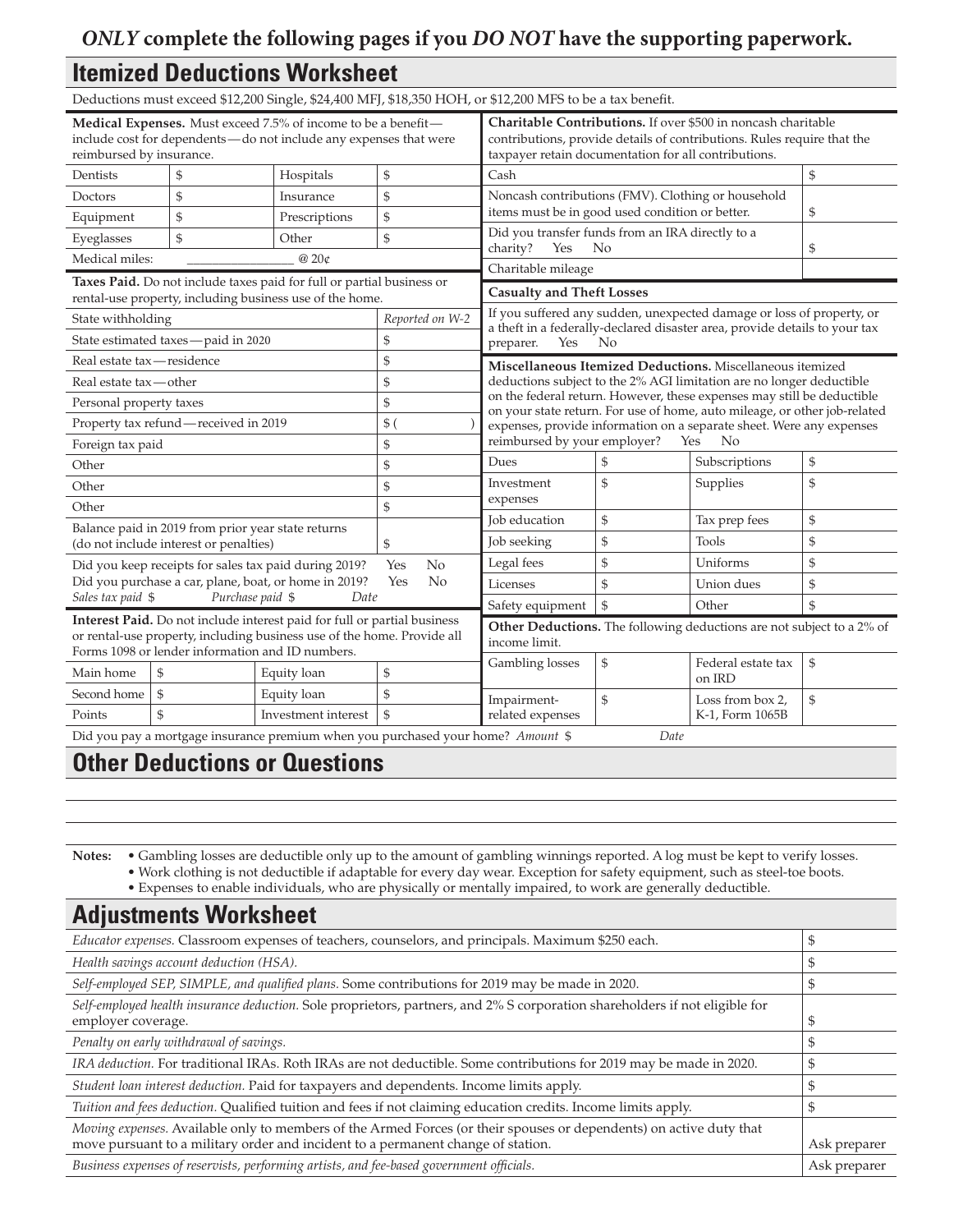***ONLY* complete the following pages if you *DO NOT* have the supporting paperwork.**

## Itemized Deductions Worksheet

Deductions must exceed $12,200 Single, $24,400 MFJ, $18,350 HOH, or $12,200 MFS to be a tax benefit.

**Medical Expenses.** Must exceed 7.5% of income to be a benefit—include cost for dependents—do not include any expenses that were reimbursed by insurance.

| | | | |
|---|---|---|---|
| Dentists | $ | Hospitals | $ |
| Doctors | $ | Insurance | $ |
| Equipment | $ | Prescriptions | $ |
| Eyeglasses | $ | Other | $ |
| Medical miles: | ________________ @ 20¢ | | |

**Taxes Paid.** Do not include taxes paid for full or partial business or rental-use property, including business use of the home.

| | |
|---|---|
| State withholding | *Reported on W-2* |
| State estimated taxes—paid in 2020 | $ |
| Real estate tax—residence | $ |
| Real estate tax—other | $ |
| Personal property taxes | $ |
| Property tax refund—received in 2019 | $ ( ) |
| Foreign tax paid | $ |
| Other | $ |
| Other | $ |
| Other | $ |
| Balance paid in 2019 from prior year state returns (do not include interest or penalties) | $ |

Did you keep receipts for sales tax paid during 2019? Yes No
Did you purchase a car, plane, boat, or home in 2019? Yes No
*Sales tax paid* $ *Purchase paid* $ *Date*

**Interest Paid.** Do not include interest paid for full or partial business or rental-use property, including business use of the home. Provide all Forms 1098 or lender information and ID numbers.

| | | | |
|---|---|---|---|
| Main home | $ | Equity loan | $ |
| Second home | $ | Equity loan | $ |
| Points | $ | Investment interest | $ |

Did you pay a mortgage insurance premium when you purchased your home? *Amount* $ *Date*

**Charitable Contributions.** If over $500 in noncash charitable contributions, provide details of contributions. Rules require that the taxpayer retain documentation for all contributions.

| | |
|---|---|
| Cash | $ |
| Noncash contributions (FMV). Clothing or household items must be in good used condition or better. | $ |
| Did you transfer funds from an IRA directly to a charity? Yes No | $ |
| Charitable mileage | |

**Casualty and Theft Losses**

If you suffered any sudden, unexpected damage or loss of property, or a theft in a federally-declared disaster area, provide details to your tax preparer. Yes No

**Miscellaneous Itemized Deductions.** Miscellaneous itemized deductions subject to the 2% AGI limitation are no longer deductible on the federal return. However, these expenses may still be deductible on your state return. For use of home, auto mileage, or other job-related expenses, provide information on a separate sheet. Were any expenses reimbursed by your employer? Yes No

| | | | |
|---|---|---|---|
| Dues | $ | Subscriptions | $ |
| Investment expenses | $ | Supplies | $ |
| Job education | $ | Tax prep fees | $ |
| Job seeking | $ | Tools | $ |
| Legal fees | $ | Uniforms | $ |
| Licenses | $ | Union dues | $ |
| Safety equipment | $ | Other | $ |

**Other Deductions.** The following deductions are not subject to a 2% of income limit.

| | | | |
|---|---|---|---|
| Gambling losses | $ | Federal estate tax on IRD | $ |
| Impairment-related expenses | $ | Loss from box 2, K-1, Form 1065B | $ |

## Other Deductions or Questions

**Notes:**
- Gambling losses are deductible only up to the amount of gambling winnings reported. A log must be kept to verify losses.
- Work clothing is not deductible if adaptable for every day wear. Exception for safety equipment, such as steel-toe boots.
- Expenses to enable individuals, who are physically or mentally impaired, to work are generally deductible.

## Adjustments Worksheet

| | |
|---|---|
| *Educator expenses.* Classroom expenses of teachers, counselors, and principals. Maximum $250 each. | $ |
| *Health savings account deduction (HSA).* | $ |
| *Self-employed SEP, SIMPLE, and qualified plans.* Some contributions for 2019 may be made in 2020. | $ |
| *Self-employed health insurance deduction.* Sole proprietors, partners, and 2% S corporation shareholders if not eligible for employer coverage. | $ |
| *Penalty on early withdrawal of savings.* | $ |
| *IRA deduction.* For traditional IRAs. Roth IRAs are not deductible. Some contributions for 2019 may be made in 2020. | $ |
| *Student loan interest deduction.* Paid for taxpayers and dependents. Income limits apply. | $ |
| *Tuition and fees deduction.* Qualified tuition and fees if not claiming education credits. Income limits apply. | $ |
| *Moving expenses.* Available only to members of the Armed Forces (or their spouses or dependents) on active duty that move pursuant to a military order and incident to a permanent change of station. | Ask preparer |
| *Business expenses of reservists, performing artists, and fee-based government officials.* | Ask preparer |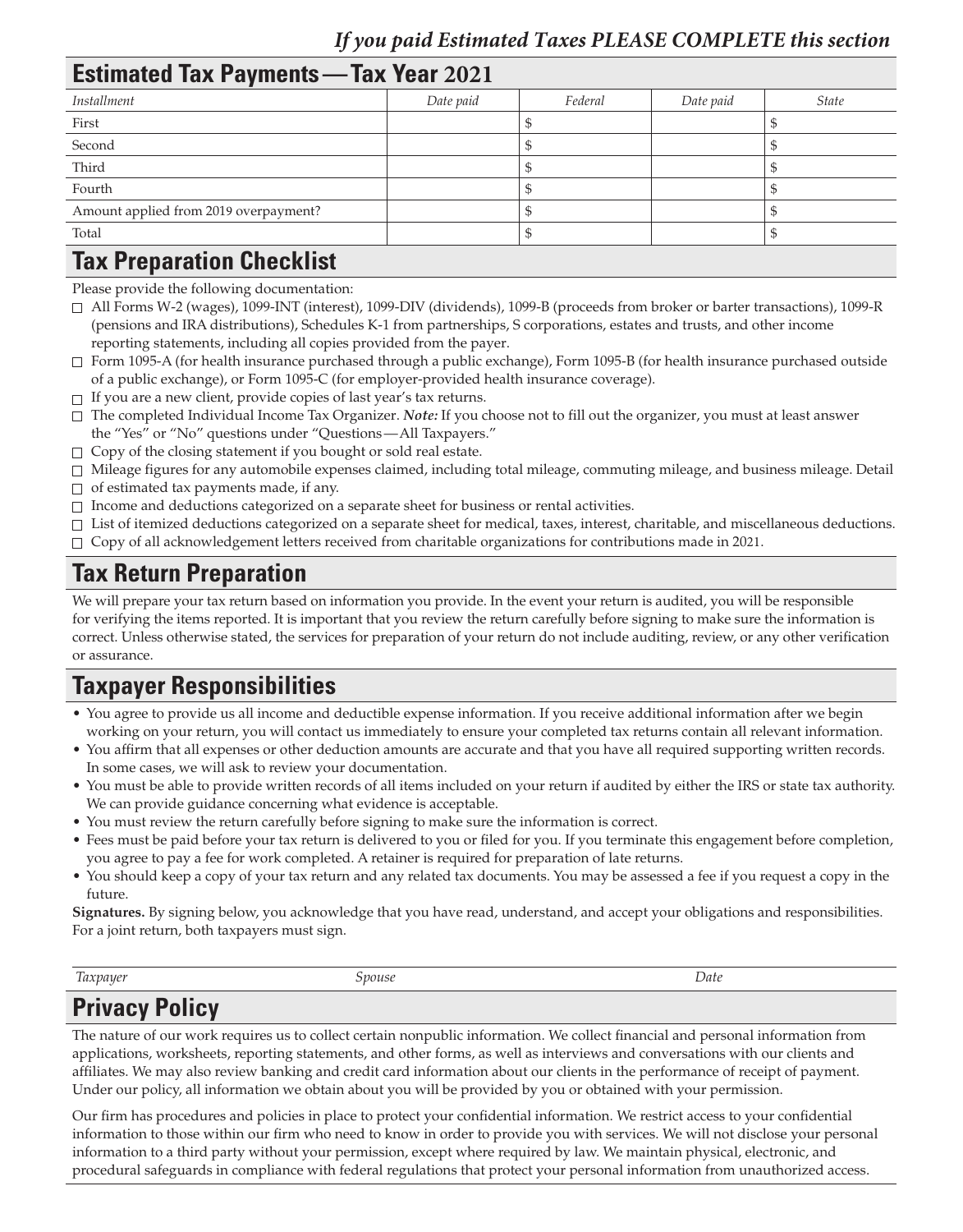*If you paid Estimated Taxes PLEASE COMPLETE this section*

## Estimated Tax Payments — Tax Year 2021

| *Installment* | *Date paid* | *Federal* | *Date paid* | *State* |
|---|---|---|---|---|
| First | | $ | | $ |
| Second | | $ | | $ |
| Third | | $ | | $ |
| Fourth | | $ | | $ |
| Amount applied from 2019 overpayment? | | $ | | $ |
| Total | | $ | | $ |

## Tax Preparation Checklist

Please provide the following documentation:

- ☐ All Forms W-2 (wages), 1099-INT (interest), 1099-DIV (dividends), 1099-B (proceeds from broker or barter transactions), 1099-R (pensions and IRA distributions), Schedules K-1 from partnerships, S corporations, estates and trusts, and other income reporting statements, including all copies provided from the payer.
- ☐ Form 1095-A (for health insurance purchased through a public exchange), Form 1095-B (for health insurance purchased outside of a public exchange), or Form 1095-C (for employer-provided health insurance coverage).
- ☐ If you are a new client, provide copies of last year's tax returns.
- ☐ The completed Individual Income Tax Organizer. ***Note:*** If you choose not to fill out the organizer, you must at least answer the "Yes" or "No" questions under "Questions — All Taxpayers."
- ☐ Copy of the closing statement if you bought or sold real estate.
- ☐ Mileage figures for any automobile expenses claimed, including total mileage, commuting mileage, and business mileage. Detail
- ☐ of estimated tax payments made, if any.
- ☐ Income and deductions categorized on a separate sheet for business or rental activities.
- ☐ List of itemized deductions categorized on a separate sheet for medical, taxes, interest, charitable, and miscellaneous deductions.
- ☐ Copy of all acknowledgement letters received from charitable organizations for contributions made in 2021.

## Tax Return Preparation

We will prepare your tax return based on information you provide. In the event your return is audited, you will be responsible for verifying the items reported. It is important that you review the return carefully before signing to make sure the information is correct. Unless otherwise stated, the services for preparation of your return do not include auditing, review, or any other verification or assurance.

## Taxpayer Responsibilities

- You agree to provide us all income and deductible expense information. If you receive additional information after we begin working on your return, you will contact us immediately to ensure your completed tax returns contain all relevant information.
- You affirm that all expenses or other deduction amounts are accurate and that you have all required supporting written records. In some cases, we will ask to review your documentation.
- You must be able to provide written records of all items included on your return if audited by either the IRS or state tax authority. We can provide guidance concerning what evidence is acceptable.
- You must review the return carefully before signing to make sure the information is correct.
- Fees must be paid before your tax return is delivered to you or filed for you. If you terminate this engagement before completion, you agree to pay a fee for work completed. A retainer is required for preparation of late returns.
- You should keep a copy of your tax return and any related tax documents. You may be assessed a fee if you request a copy in the future.

**Signatures.** By signing below, you acknowledge that you have read, understand, and accept your obligations and responsibilities. For a joint return, both taxpayers must sign.

| *Taxpayer* | *Spouse* | *Date* |
|---|---|---|

## Privacy Policy

The nature of our work requires us to collect certain nonpublic information. We collect financial and personal information from applications, worksheets, reporting statements, and other forms, as well as interviews and conversations with our clients and affiliates. We may also review banking and credit card information about our clients in the performance of receipt of payment. Under our policy, all information we obtain about you will be provided by you or obtained with your permission.

Our firm has procedures and policies in place to protect your confidential information. We restrict access to your confidential information to those within our firm who need to know in order to provide you with services. We will not disclose your personal information to a third party without your permission, except where required by law. We maintain physical, electronic, and procedural safeguards in compliance with federal regulations that protect your personal information from unauthorized access.